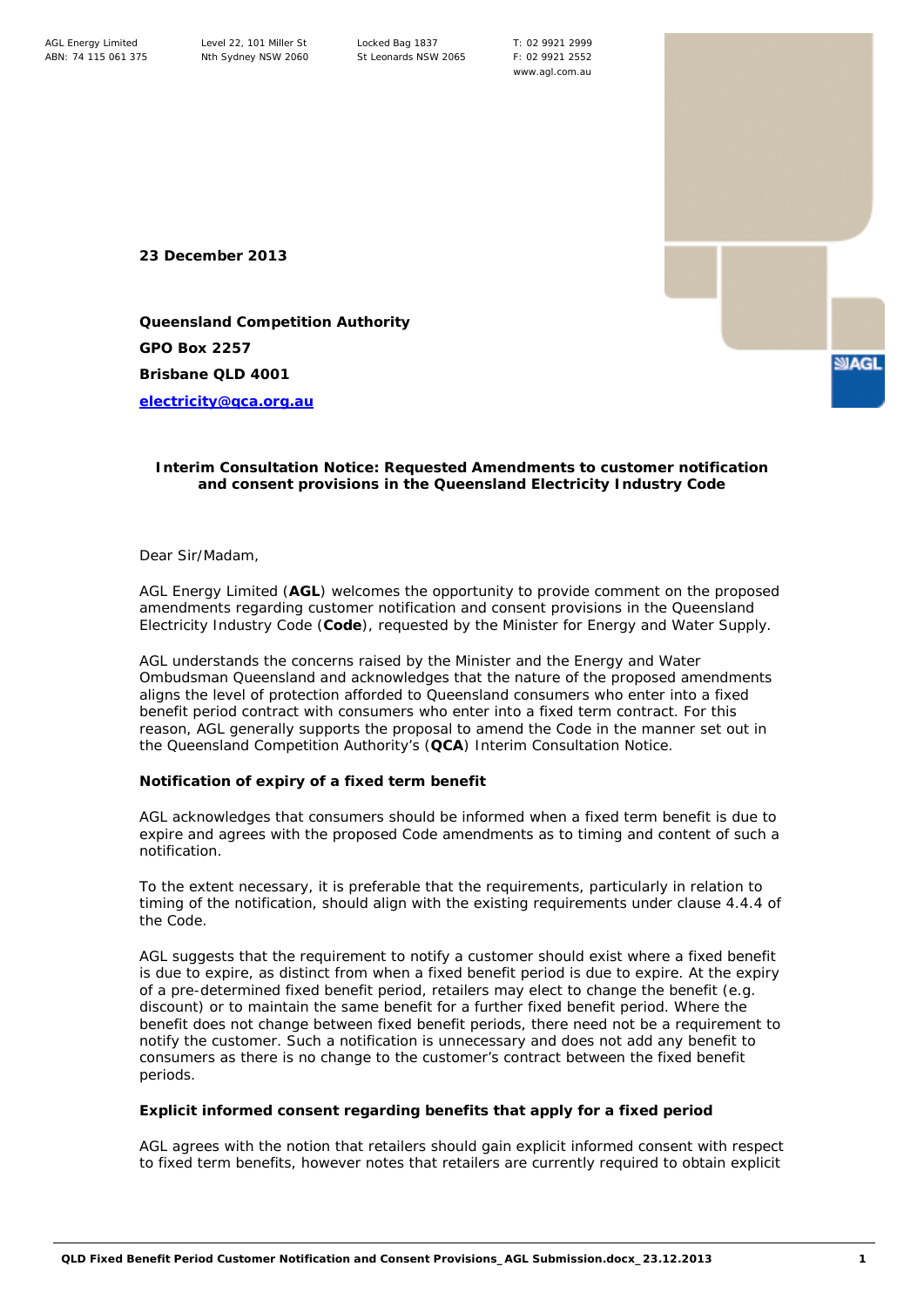AGL Energy Limited
ABN: 74 115 061 375

Level 22, 101 Miller St
Nth Sydney NSW 2060

Locked Bag 1837
St Leonards NSW 2065

T: 02 9921 2999
F: 02 9921 2552
www.agl.com.au

**23 December 2013**

**Queensland Competition Authority**
**GPO Box 2257**
**Brisbane QLD 4001**
**electricity@qca.org.au**

**Interim Consultation Notice: Requested Amendments to customer notification and consent provisions in the Queensland Electricity Industry Code**

Dear Sir/Madam,

AGL Energy Limited (**AGL**) welcomes the opportunity to provide comment on the proposed amendments regarding customer notification and consent provisions in the Queensland Electricity Industry Code (**Code**), requested by the Minister for Energy and Water Supply.

AGL understands the concerns raised by the Minister and the Energy and Water Ombudsman Queensland and acknowledges that the nature of the proposed amendments aligns the level of protection afforded to Queensland consumers who enter into a fixed benefit period contract with consumers who enter into a fixed term contract. For this reason, AGL generally supports the proposal to amend the Code in the manner set out in the Queensland Competition Authority's (**QCA**) Interim Consultation Notice.

**Notification of expiry of a fixed term benefit**

AGL acknowledges that consumers should be informed when a fixed term benefit is due to expire and agrees with the proposed Code amendments as to timing and content of such a notification.

To the extent necessary, it is preferable that the requirements, particularly in relation to timing of the notification, should align with the existing requirements under clause 4.4.4 of the Code.

AGL suggests that the requirement to notify a customer should exist where a fixed benefit is due to expire, as distinct from when a fixed benefit period is due to expire. At the expiry of a pre-determined fixed benefit period, retailers may elect to change the benefit (e.g. discount) or to maintain the same benefit for a further fixed benefit period. Where the benefit does not change between fixed benefit periods, there need not be a requirement to notify the customer. Such a notification is unnecessary and does not add any benefit to consumers as there is no change to the customer's contract between the fixed benefit periods.

**Explicit informed consent regarding benefits that apply for a fixed period**

AGL agrees with the notion that retailers should gain explicit informed consent with respect to fixed term benefits, however notes that retailers are currently required to obtain explicit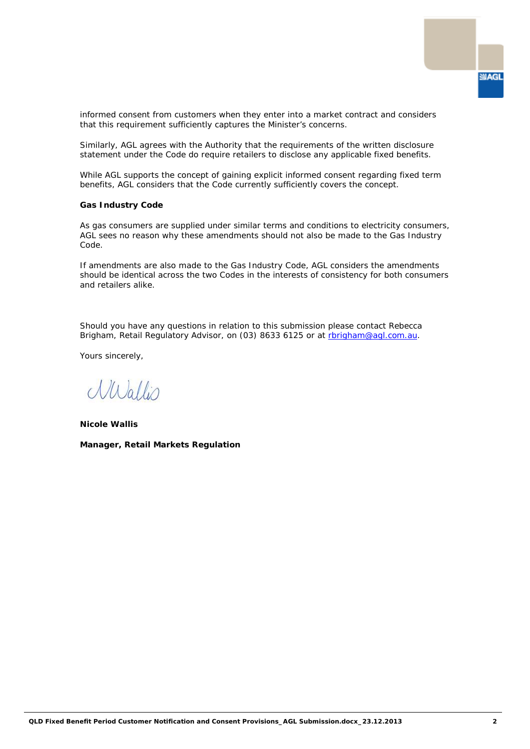informed consent from customers when they enter into a market contract and considers that this requirement sufficiently captures the Minister's concerns.

Similarly, AGL agrees with the Authority that the requirements of the written disclosure statement under the Code do require retailers to disclose any applicable fixed benefits.

While AGL supports the concept of gaining explicit informed consent regarding fixed term benefits, AGL considers that the Code currently sufficiently covers the concept.

**Gas Industry Code**

As gas consumers are supplied under similar terms and conditions to electricity consumers, AGL sees no reason why these amendments should not also be made to the Gas Industry Code.

If amendments are also made to the Gas Industry Code, AGL considers the amendments should be identical across the two Codes in the interests of consistency for both consumers and retailers alike.

Should you have any questions in relation to this submission please contact Rebecca Brigham, Retail Regulatory Advisor, on (03) 8633 6125 or at rbrigham@agl.com.au.

Yours sincerely,

NWallis

**Nicole Wallis**

**Manager, Retail Markets Regulation**